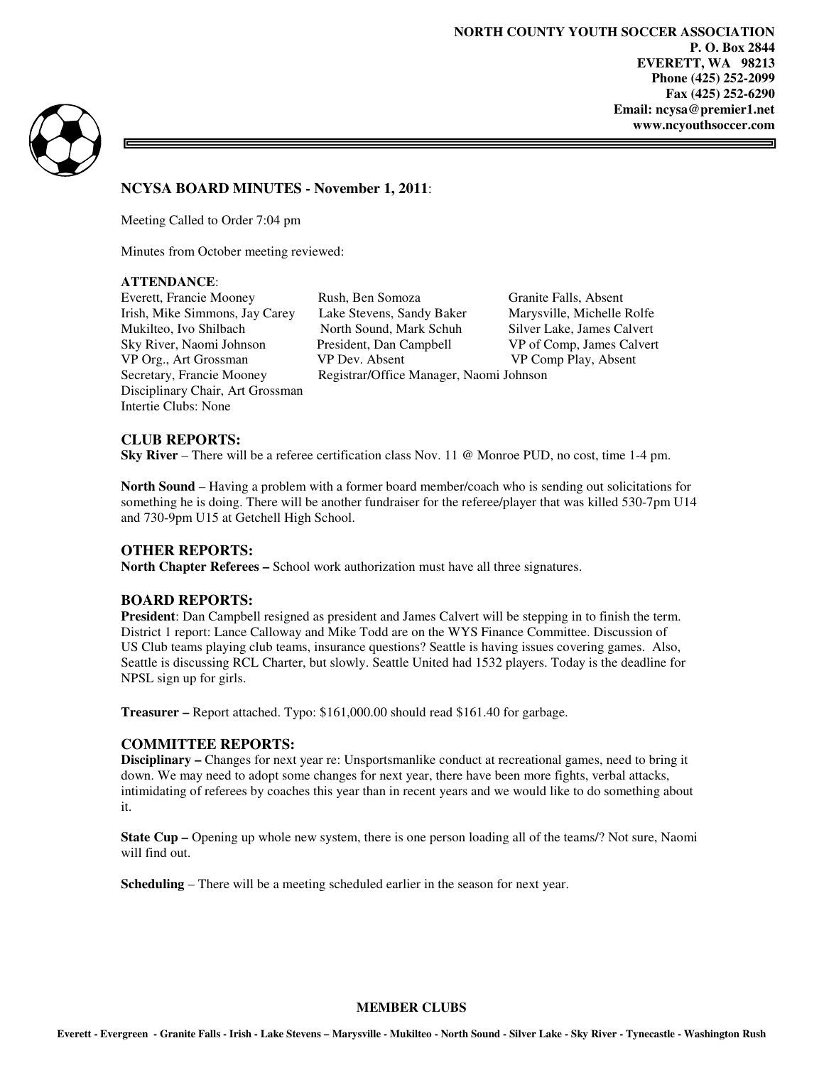**NORTH COUNTY YOUTH SOCCER ASSOCIATION**
**P. O. Box 2844**
**EVERETT, WA 98213**
**Phone (425) 252-2099**
**Fax (425) 252-6290**
**Email: ncysa@premier1.net**
**www.ncyouthsoccer.com**

## NCYSA BOARD MINUTES - November 1, 2011:

Meeting Called to Order 7:04 pm

Minutes from October meeting reviewed:

**ATTENDANCE**:

| | | |
|---|---|---|
| Everett, Francie Mooney | Rush, Ben Somoza | Granite Falls, Absent |
| Irish, Mike Simmons, Jay Carey | Lake Stevens, Sandy Baker | Marysville, Michelle Rolfe |
| Mukilteo, Ivo Shilbach | North Sound, Mark Schuh | Silver Lake, James Calvert |
| Sky River, Naomi Johnson | President, Dan Campbell | VP of Comp, James Calvert |
| VP Org., Art Grossman | VP Dev. Absent | VP Comp Play, Absent |
| Secretary, Francie Mooney | Registrar/Office Manager, Naomi Johnson | |
| Disciplinary Chair, Art Grossman | | |
| Intertie Clubs: None | | |

### CLUB REPORTS:

**Sky River** – There will be a referee certification class Nov. 11 @ Monroe PUD, no cost, time 1-4 pm.

**North Sound** – Having a problem with a former board member/coach who is sending out solicitations for something he is doing. There will be another fundraiser for the referee/player that was killed 530-7pm U14 and 730-9pm U15 at Getchell High School.

### OTHER REPORTS:

**North Chapter Referees –** School work authorization must have all three signatures.

### BOARD REPORTS:

**President**: Dan Campbell resigned as president and James Calvert will be stepping in to finish the term. District 1 report: Lance Calloway and Mike Todd are on the WYS Finance Committee. Discussion of US Club teams playing club teams, insurance questions? Seattle is having issues covering games. Also, Seattle is discussing RCL Charter, but slowly. Seattle United had 1532 players. Today is the deadline for NPSL sign up for girls.

**Treasurer –** Report attached. Typo: $161,000.00 should read $161.40 for garbage.

### COMMITTEE REPORTS:

**Disciplinary –** Changes for next year re: Unsportsmanlike conduct at recreational games, need to bring it down. We may need to adopt some changes for next year, there have been more fights, verbal attacks, intimidating of referees by coaches this year than in recent years and we would like to do something about it.

**State Cup –** Opening up whole new system, there is one person loading all of the teams/? Not sure, Naomi will find out.

**Scheduling** – There will be a meeting scheduled earlier in the season for next year.

**MEMBER CLUBS**

**Everett - Evergreen - Granite Falls - Irish - Lake Stevens – Marysville - Mukilteo - North Sound - Silver Lake - Sky River - Tynecastle - Washington Rush**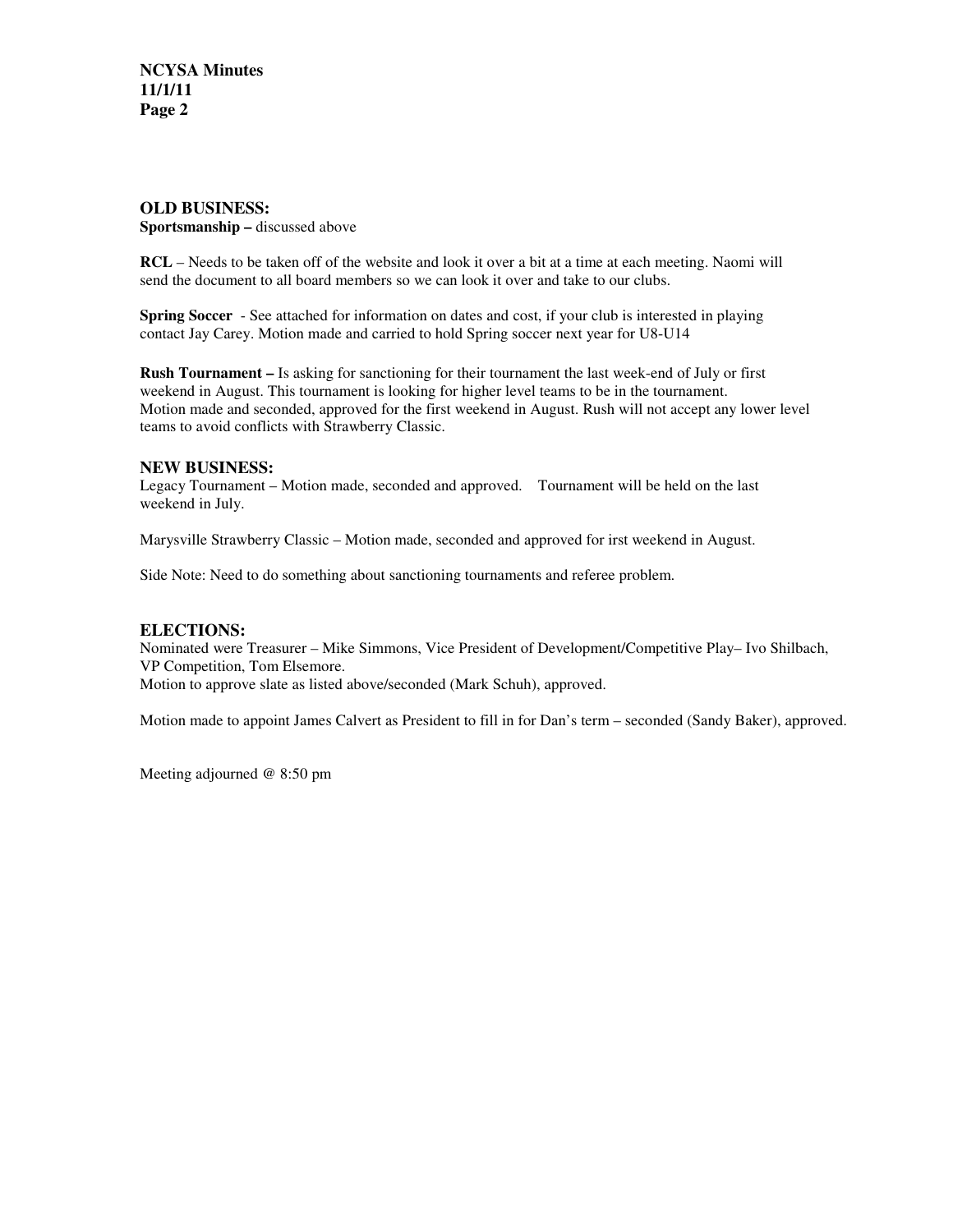**NCYSA Minutes**
**11/1/11**
**Page 2**

## OLD BUSINESS:

**Sportsmanship –** discussed above

**RCL** – Needs to be taken off of the website and look it over a bit at a time at each meeting. Naomi will send the document to all board members so we can look it over and take to our clubs.

**Spring Soccer** - See attached for information on dates and cost, if your club is interested in playing contact Jay Carey. Motion made and carried to hold Spring soccer next year for U8-U14

**Rush Tournament –** Is asking for sanctioning for their tournament the last week-end of July or first weekend in August. This tournament is looking for higher level teams to be in the tournament. Motion made and seconded, approved for the first weekend in August. Rush will not accept any lower level teams to avoid conflicts with Strawberry Classic.

## NEW BUSINESS:

Legacy Tournament – Motion made, seconded and approved. Tournament will be held on the last weekend in July.

Marysville Strawberry Classic – Motion made, seconded and approved for irst weekend in August.

Side Note: Need to do something about sanctioning tournaments and referee problem.

## ELECTIONS:

Nominated were Treasurer – Mike Simmons, Vice President of Development/Competitive Play– Ivo Shilbach, VP Competition, Tom Elsemore.
Motion to approve slate as listed above/seconded (Mark Schuh), approved.

Motion made to appoint James Calvert as President to fill in for Dan's term – seconded (Sandy Baker), approved.

Meeting adjourned @ 8:50 pm